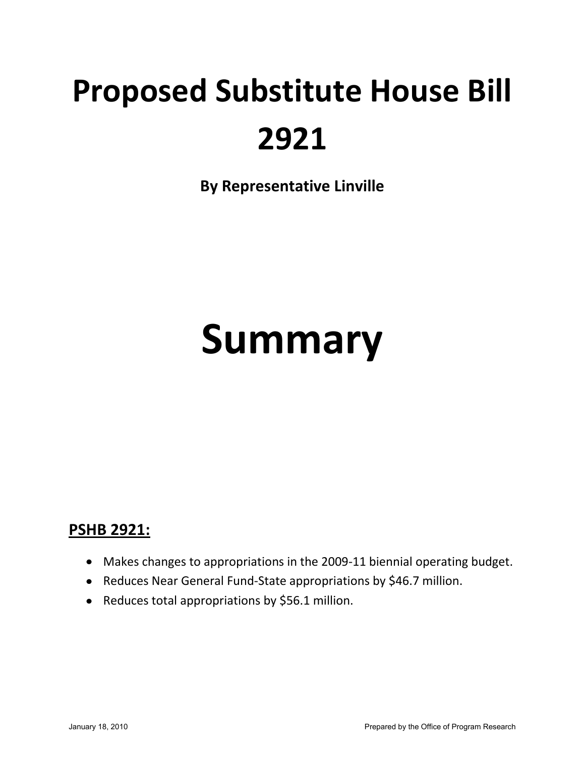# Proposed Substitute House Bill 2921

**By Representative Linville**

# Summary

## PSHB 2921:

- Makes changes to appropriations in the 2009-11 biennial operating budget.
- Reduces Near General Fund-State appropriations by $46.7 million.
- Reduces total appropriations by $56.1 million.

January 18, 2010

Prepared by the Office of Program Research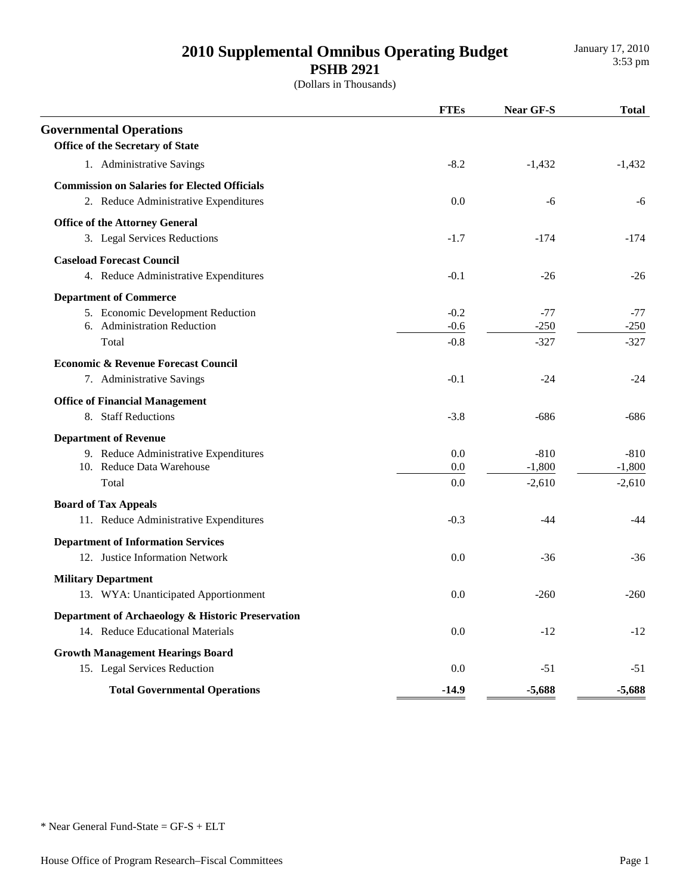# 2010 Supplemental Omnibus Operating Budget

## PSHB 2921

(Dollars in Thousands)

January 17, 2010
3:53 pm

| | FTEs | Near GF-S | Total |
|---|---|---|---|
| **Governmental Operations** | | | |
| **Office of the Secretary of State** | | | |
| 1. Administrative Savings | -8.2 | -1,432 | -1,432 |
| **Commission on Salaries for Elected Officials** | | | |
| 2. Reduce Administrative Expenditures | 0.0 | -6 | -6 |
| **Office of the Attorney General** | | | |
| 3. Legal Services Reductions | -1.7 | -174 | -174 |
| **Caseload Forecast Council** | | | |
| 4. Reduce Administrative Expenditures | -0.1 | -26 | -26 |
| **Department of Commerce** | | | |
| 5. Economic Development Reduction | -0.2 | -77 | -77 |
| 6. Administration Reduction | -0.6 | -250 | -250 |
| Total | -0.8 | -327 | -327 |
| **Economic & Revenue Forecast Council** | | | |
| 7. Administrative Savings | -0.1 | -24 | -24 |
| **Office of Financial Management** | | | |
| 8. Staff Reductions | -3.8 | -686 | -686 |
| **Department of Revenue** | | | |
| 9. Reduce Administrative Expenditures | 0.0 | -810 | -810 |
| 10. Reduce Data Warehouse | 0.0 | -1,800 | -1,800 |
| Total | 0.0 | -2,610 | -2,610 |
| **Board of Tax Appeals** | | | |
| 11. Reduce Administrative Expenditures | -0.3 | -44 | -44 |
| **Department of Information Services** | | | |
| 12. Justice Information Network | 0.0 | -36 | -36 |
| **Military Department** | | | |
| 13. WYA: Unanticipated Apportionment | 0.0 | -260 | -260 |
| **Department of Archaeology & Historic Preservation** | | | |
| 14. Reduce Educational Materials | 0.0 | -12 | -12 |
| **Growth Management Hearings Board** | | | |
| 15. Legal Services Reduction | 0.0 | -51 | -51 |
| **Total Governmental Operations** | **-14.9** | **-5,688** | **-5,688** |

* Near General Fund-State = GF-S + ELT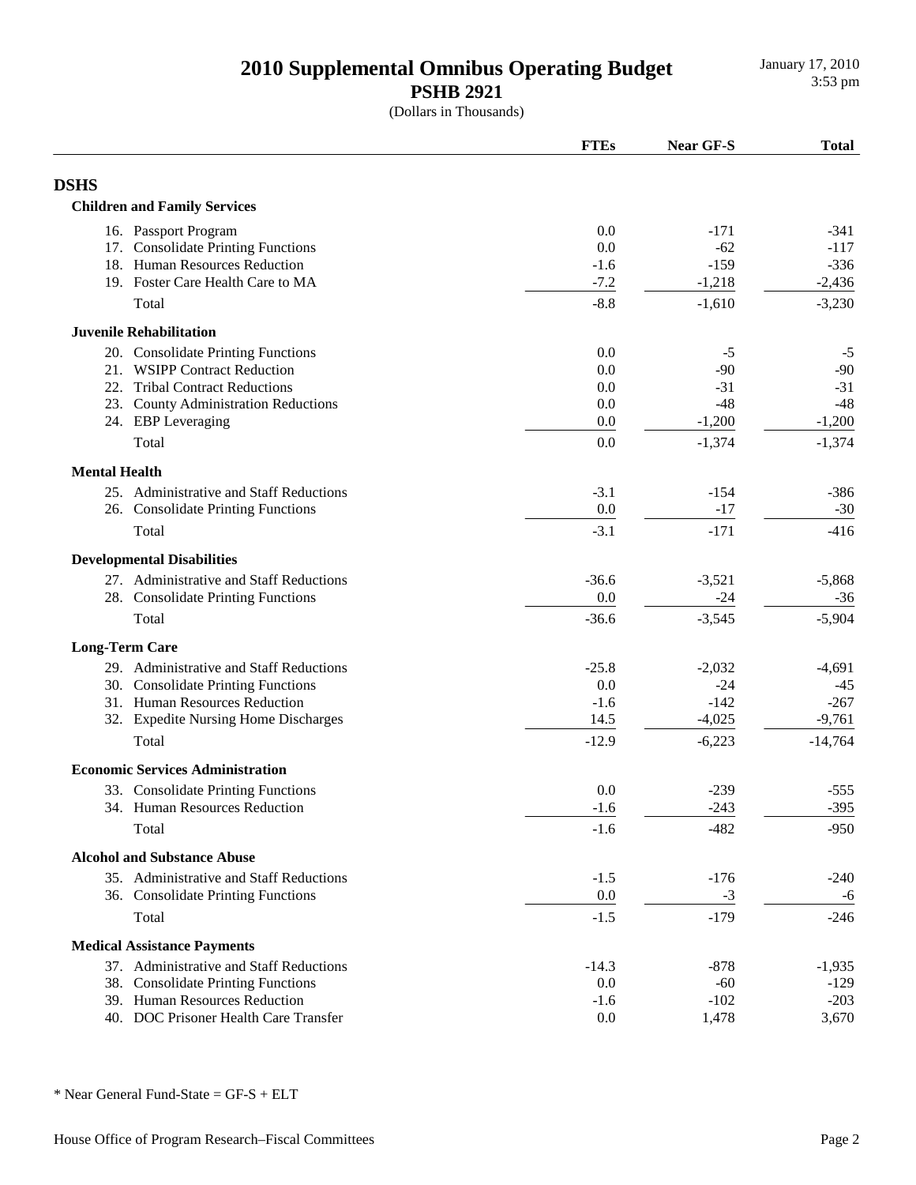# 2010 Supplemental Omnibus Operating Budget
## PSHB 2921
(Dollars in Thousands)

January 17, 2010
3:53 pm

| | FTEs | Near GF-S | Total |
|---|---|---|---|
| **DSHS** | | | |
| **Children and Family Services** | | | |
| 16. Passport Program | 0.0 | -171 | -341 |
| 17. Consolidate Printing Functions | 0.0 | -62 | -117 |
| 18. Human Resources Reduction | -1.6 | -159 | -336 |
| 19. Foster Care Health Care to MA | -7.2 | -1,218 | -2,436 |
| Total | -8.8 | -1,610 | -3,230 |
| **Juvenile Rehabilitation** | | | |
| 20. Consolidate Printing Functions | 0.0 | -5 | -5 |
| 21. WSIPP Contract Reduction | 0.0 | -90 | -90 |
| 22. Tribal Contract Reductions | 0.0 | -31 | -31 |
| 23. County Administration Reductions | 0.0 | -48 | -48 |
| 24. EBP Leveraging | 0.0 | -1,200 | -1,200 |
| Total | 0.0 | -1,374 | -1,374 |
| **Mental Health** | | | |
| 25. Administrative and Staff Reductions | -3.1 | -154 | -386 |
| 26. Consolidate Printing Functions | 0.0 | -17 | -30 |
| Total | -3.1 | -171 | -416 |
| **Developmental Disabilities** | | | |
| 27. Administrative and Staff Reductions | -36.6 | -3,521 | -5,868 |
| 28. Consolidate Printing Functions | 0.0 | -24 | -36 |
| Total | -36.6 | -3,545 | -5,904 |
| **Long-Term Care** | | | |
| 29. Administrative and Staff Reductions | -25.8 | -2,032 | -4,691 |
| 30. Consolidate Printing Functions | 0.0 | -24 | -45 |
| 31. Human Resources Reduction | -1.6 | -142 | -267 |
| 32. Expedite Nursing Home Discharges | 14.5 | -4,025 | -9,761 |
| Total | -12.9 | -6,223 | -14,764 |
| **Economic Services Administration** | | | |
| 33. Consolidate Printing Functions | 0.0 | -239 | -555 |
| 34. Human Resources Reduction | -1.6 | -243 | -395 |
| Total | -1.6 | -482 | -950 |
| **Alcohol and Substance Abuse** | | | |
| 35. Administrative and Staff Reductions | -1.5 | -176 | -240 |
| 36. Consolidate Printing Functions | 0.0 | -3 | -6 |
| Total | -1.5 | -179 | -246 |
| **Medical Assistance Payments** | | | |
| 37. Administrative and Staff Reductions | -14.3 | -878 | -1,935 |
| 38. Consolidate Printing Functions | 0.0 | -60 | -129 |
| 39. Human Resources Reduction | -1.6 | -102 | -203 |
| 40. DOC Prisoner Health Care Transfer | 0.0 | 1,478 | 3,670 |

* Near General Fund-State = GF-S + ELT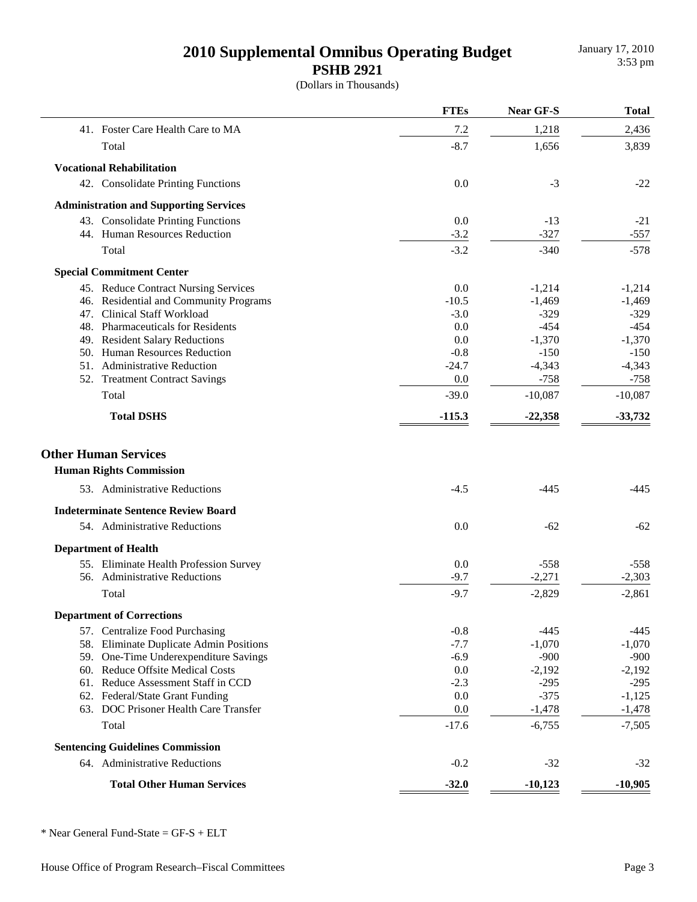# 2010 Supplemental Omnibus Operating Budget
## PSHB 2921
(Dollars in Thousands)

| | FTEs | Near GF-S | Total |
|---|---|---|---|
| 41. Foster Care Health Care to MA | 7.2 | 1,218 | 2,436 |
| Total | -8.7 | 1,656 | 3,839 |
| **Vocational Rehabilitation** | | | |
| 42. Consolidate Printing Functions | 0.0 | -3 | -22 |
| **Administration and Supporting Services** | | | |
| 43. Consolidate Printing Functions | 0.0 | -13 | -21 |
| 44. Human Resources Reduction | -3.2 | -327 | -557 |
| Total | -3.2 | -340 | -578 |
| **Special Commitment Center** | | | |
| 45. Reduce Contract Nursing Services | 0.0 | -1,214 | -1,214 |
| 46. Residential and Community Programs | -10.5 | -1,469 | -1,469 |
| 47. Clinical Staff Workload | -3.0 | -329 | -329 |
| 48. Pharmaceuticals for Residents | 0.0 | -454 | -454 |
| 49. Resident Salary Reductions | 0.0 | -1,370 | -1,370 |
| 50. Human Resources Reduction | -0.8 | -150 | -150 |
| 51. Administrative Reduction | -24.7 | -4,343 | -4,343 |
| 52. Treatment Contract Savings | 0.0 | -758 | -758 |
| Total | -39.0 | -10,087 | -10,087 |
| **Total DSHS** | **-115.3** | **-22,358** | **-33,732** |

## Other Human Services

| | FTEs | Near GF-S | Total |
|---|---|---|---|
| **Human Rights Commission** | | | |
| 53. Administrative Reductions | -4.5 | -445 | -445 |
| **Indeterminate Sentence Review Board** | | | |
| 54. Administrative Reductions | 0.0 | -62 | -62 |
| **Department of Health** | | | |
| 55. Eliminate Health Profession Survey | 0.0 | -558 | -558 |
| 56. Administrative Reductions | -9.7 | -2,271 | -2,303 |
| Total | -9.7 | -2,829 | -2,861 |
| **Department of Corrections** | | | |
| 57. Centralize Food Purchasing | -0.8 | -445 | -445 |
| 58. Eliminate Duplicate Admin Positions | -7.7 | -1,070 | -1,070 |
| 59. One-Time Underexpenditure Savings | -6.9 | -900 | -900 |
| 60. Reduce Offsite Medical Costs | 0.0 | -2,192 | -2,192 |
| 61. Reduce Assessment Staff in CCD | -2.3 | -295 | -295 |
| 62. Federal/State Grant Funding | 0.0 | -375 | -1,125 |
| 63. DOC Prisoner Health Care Transfer | 0.0 | -1,478 | -1,478 |
| Total | -17.6 | -6,755 | -7,505 |
| **Sentencing Guidelines Commission** | | | |
| 64. Administrative Reductions | -0.2 | -32 | -32 |
| **Total Other Human Services** | **-32.0** | **-10,123** | **-10,905** |

* Near General Fund-State = GF-S + ELT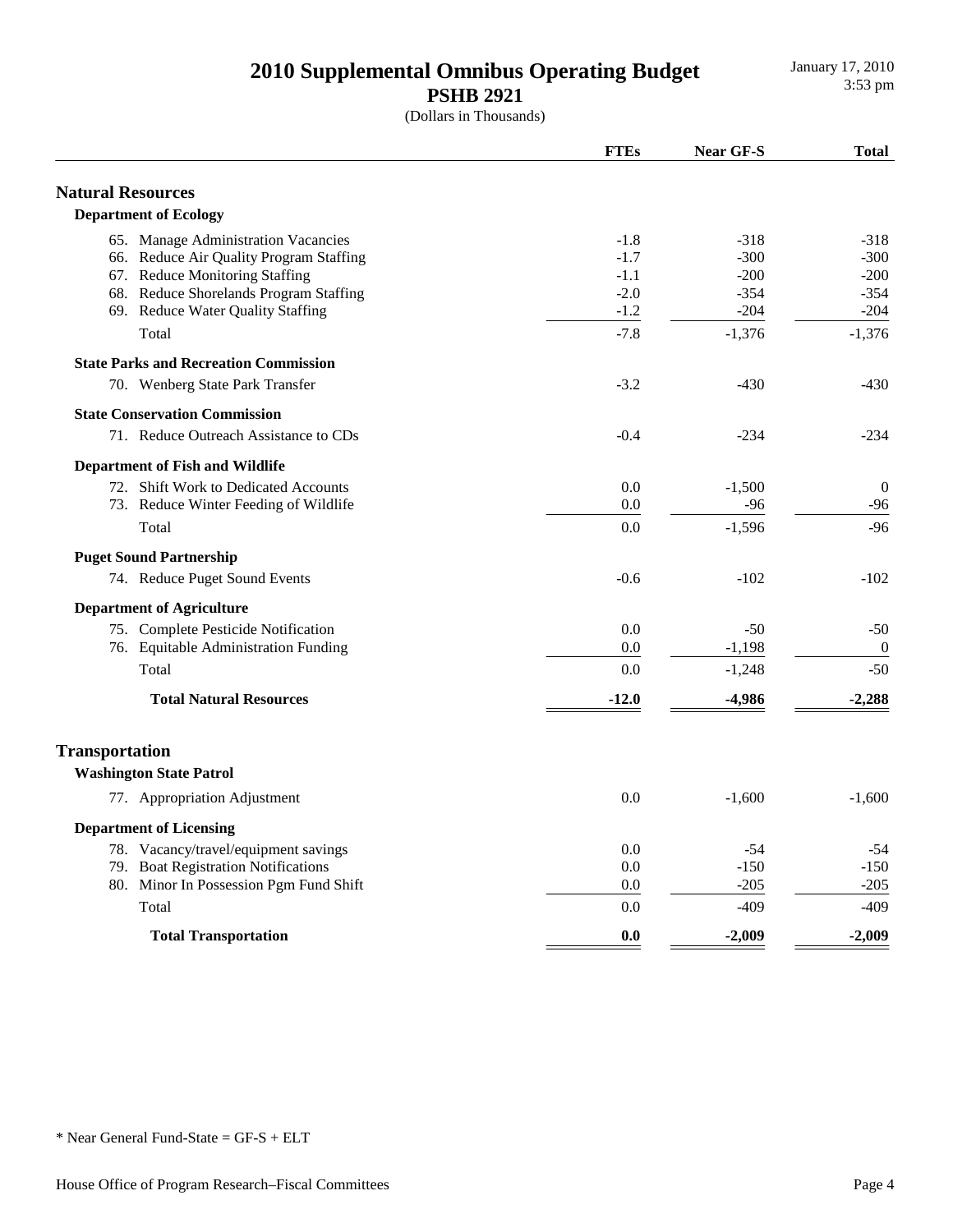# 2010 Supplemental Omnibus Operating Budget

## PSHB 2921

(Dollars in Thousands)

January 17, 2010
3:53 pm

| | FTEs | Near GF-S | Total |
|---|---|---|---|
| **Natural Resources** | | | |
| **Department of Ecology** | | | |
| 65. Manage Administration Vacancies | -1.8 | -318 | -318 |
| 66. Reduce Air Quality Program Staffing | -1.7 | -300 | -300 |
| 67. Reduce Monitoring Staffing | -1.1 | -200 | -200 |
| 68. Reduce Shorelands Program Staffing | -2.0 | -354 | -354 |
| 69. Reduce Water Quality Staffing | -1.2 | -204 | -204 |
| Total | -7.8 | -1,376 | -1,376 |
| **State Parks and Recreation Commission** | | | |
| 70. Wenberg State Park Transfer | -3.2 | -430 | -430 |
| **State Conservation Commission** | | | |
| 71. Reduce Outreach Assistance to CDs | -0.4 | -234 | -234 |
| **Department of Fish and Wildlife** | | | |
| 72. Shift Work to Dedicated Accounts | 0.0 | -1,500 | 0 |
| 73. Reduce Winter Feeding of Wildlife | 0.0 | -96 | -96 |
| Total | 0.0 | -1,596 | -96 |
| **Puget Sound Partnership** | | | |
| 74. Reduce Puget Sound Events | -0.6 | -102 | -102 |
| **Department of Agriculture** | | | |
| 75. Complete Pesticide Notification | 0.0 | -50 | -50 |
| 76. Equitable Administration Funding | 0.0 | -1,198 | 0 |
| Total | 0.0 | -1,248 | -50 |
| **Total Natural Resources** | **-12.0** | **-4,986** | **-2,288** |
| **Transportation** | | | |
| **Washington State Patrol** | | | |
| 77. Appropriation Adjustment | 0.0 | -1,600 | -1,600 |
| **Department of Licensing** | | | |
| 78. Vacancy/travel/equipment savings | 0.0 | -54 | -54 |
| 79. Boat Registration Notifications | 0.0 | -150 | -150 |
| 80. Minor In Possession Pgm Fund Shift | 0.0 | -205 | -205 |
| Total | 0.0 | -409 | -409 |
| **Total Transportation** | **0.0** | **-2,009** | **-2,009** |

* Near General Fund-State = GF-S + ELT

House Office of Program Research–Fiscal Committees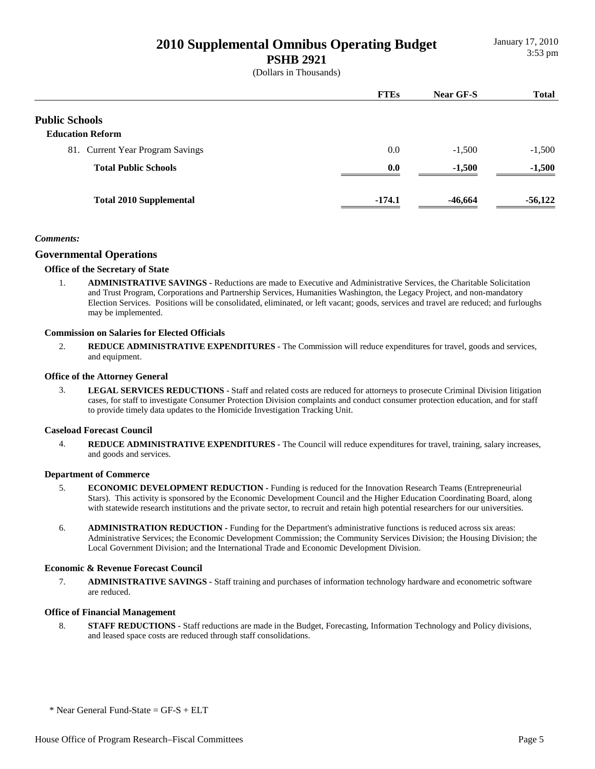# 2010 Supplemental Omnibus Operating Budget
## PSHB 2921
(Dollars in Thousands)

| | FTEs | Near GF-S | Total |
|---|---|---|---|
| **Public Schools** | | | |
| **Education Reform** | | | |
| 81. Current Year Program Savings | 0.0 | -1,500 | -1,500 |
| **Total Public Schools** | **0.0** | **-1,500** | **-1,500** |
| **Total 2010 Supplemental** | **-174.1** | **-46,664** | **-56,122** |

***Comments:***

## Governmental Operations

### Office of the Secretary of State

1. **ADMINISTRATIVE SAVINGS -** Reductions are made to Executive and Administrative Services, the Charitable Solicitation and Trust Program, Corporations and Partnership Services, Humanities Washington, the Legacy Project, and non-mandatory Election Services. Positions will be consolidated, eliminated, or left vacant; goods, services and travel are reduced; and furloughs may be implemented.

### Commission on Salaries for Elected Officials

2. **REDUCE ADMINISTRATIVE EXPENDITURES -** The Commission will reduce expenditures for travel, goods and services, and equipment.

### Office of the Attorney General

3. **LEGAL SERVICES REDUCTIONS -** Staff and related costs are reduced for attorneys to prosecute Criminal Division litigation cases, for staff to investigate Consumer Protection Division complaints and conduct consumer protection education, and for staff to provide timely data updates to the Homicide Investigation Tracking Unit.

### Caseload Forecast Council

4. **REDUCE ADMINISTRATIVE EXPENDITURES -** The Council will reduce expenditures for travel, training, salary increases, and goods and services.

### Department of Commerce

5. **ECONOMIC DEVELOPMENT REDUCTION -** Funding is reduced for the Innovation Research Teams (Entrepreneurial Stars). This activity is sponsored by the Economic Development Council and the Higher Education Coordinating Board, along with statewide research institutions and the private sector, to recruit and retain high potential researchers for our universities.

6. **ADMINISTRATION REDUCTION -** Funding for the Department's administrative functions is reduced across six areas: Administrative Services; the Economic Development Commission; the Community Services Division; the Housing Division; the Local Government Division; and the International Trade and Economic Development Division.

### Economic & Revenue Forecast Council

7. **ADMINISTRATIVE SAVINGS -** Staff training and purchases of information technology hardware and econometric software are reduced.

### Office of Financial Management

8. **STAFF REDUCTIONS -** Staff reductions are made in the Budget, Forecasting, Information Technology and Policy divisions, and leased space costs are reduced through staff consolidations.

\* Near General Fund-State = GF-S + ELT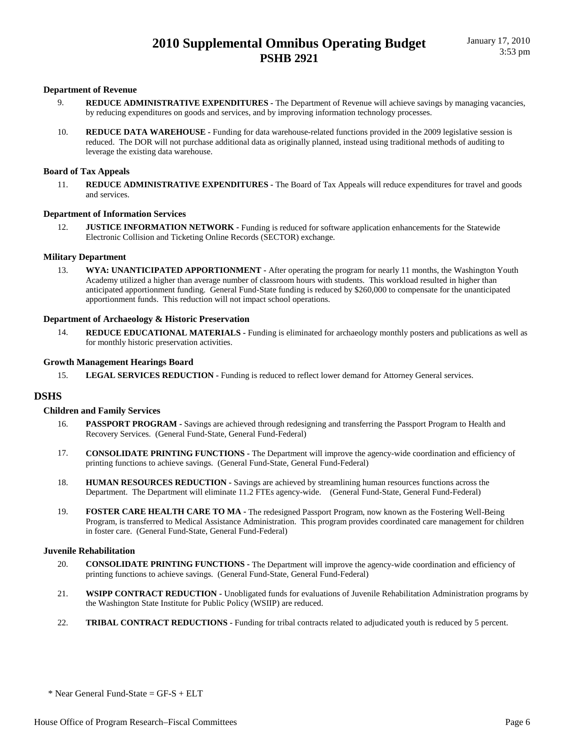### Department of Revenue

9. **REDUCE ADMINISTRATIVE EXPENDITURES -** The Department of Revenue will achieve savings by managing vacancies, by reducing expenditures on goods and services, and by improving information technology processes.

10. **REDUCE DATA WAREHOUSE -** Funding for data warehouse-related functions provided in the 2009 legislative session is reduced. The DOR will not purchase additional data as originally planned, instead using traditional methods of auditing to leverage the existing data warehouse.

### Board of Tax Appeals

11. **REDUCE ADMINISTRATIVE EXPENDITURES -** The Board of Tax Appeals will reduce expenditures for travel and goods and services.

### Department of Information Services

12. **JUSTICE INFORMATION NETWORK -** Funding is reduced for software application enhancements for the Statewide Electronic Collision and Ticketing Online Records (SECTOR) exchange.

### Military Department

13. **WYA: UNANTICIPATED APPORTIONMENT -** After operating the program for nearly 11 months, the Washington Youth Academy utilized a higher than average number of classroom hours with students. This workload resulted in higher than anticipated apportionment funding. General Fund-State funding is reduced by $260,000 to compensate for the unanticipated apportionment funds. This reduction will not impact school operations.

### Department of Archaeology & Historic Preservation

14. **REDUCE EDUCATIONAL MATERIALS -** Funding is eliminated for archaeology monthly posters and publications as well as for monthly historic preservation activities.

### Growth Management Hearings Board

15. **LEGAL SERVICES REDUCTION -** Funding is reduced to reflect lower demand for Attorney General services.

## DSHS

### Children and Family Services

16. **PASSPORT PROGRAM -** Savings are achieved through redesigning and transferring the Passport Program to Health and Recovery Services. (General Fund-State, General Fund-Federal)

17. **CONSOLIDATE PRINTING FUNCTIONS -** The Department will improve the agency-wide coordination and efficiency of printing functions to achieve savings. (General Fund-State, General Fund-Federal)

18. **HUMAN RESOURCES REDUCTION -** Savings are achieved by streamlining human resources functions across the Department. The Department will eliminate 11.2 FTEs agency-wide. (General Fund-State, General Fund-Federal)

19. **FOSTER CARE HEALTH CARE TO MA -** The redesigned Passport Program, now known as the Fostering Well-Being Program, is transferred to Medical Assistance Administration. This program provides coordinated care management for children in foster care. (General Fund-State, General Fund-Federal)

### Juvenile Rehabilitation

20. **CONSOLIDATE PRINTING FUNCTIONS -** The Department will improve the agency-wide coordination and efficiency of printing functions to achieve savings. (General Fund-State, General Fund-Federal)

21. **WSIPP CONTRACT REDUCTION -** Unobligated funds for evaluations of Juvenile Rehabilitation Administration programs by the Washington State Institute for Public Policy (WSIIP) are reduced.

22. **TRIBAL CONTRACT REDUCTIONS -** Funding for tribal contracts related to adjudicated youth is reduced by 5 percent.

\* Near General Fund-State = GF-S + ELT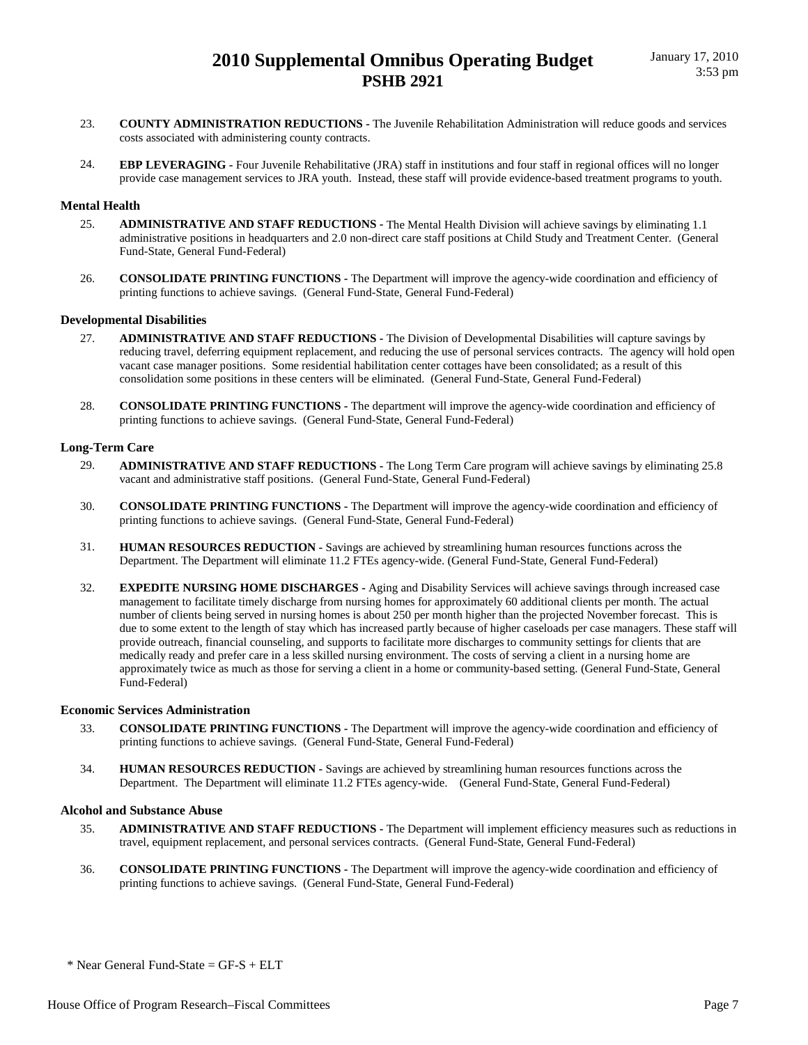23. **COUNTY ADMINISTRATION REDUCTIONS -** The Juvenile Rehabilitation Administration will reduce goods and services costs associated with administering county contracts.

24. **EBP LEVERAGING -** Four Juvenile Rehabilitative (JRA) staff in institutions and four staff in regional offices will no longer provide case management services to JRA youth. Instead, these staff will provide evidence-based treatment programs to youth.

### Mental Health

25. **ADMINISTRATIVE AND STAFF REDUCTIONS -** The Mental Health Division will achieve savings by eliminating 1.1 administrative positions in headquarters and 2.0 non-direct care staff positions at Child Study and Treatment Center. (General Fund-State, General Fund-Federal)

26. **CONSOLIDATE PRINTING FUNCTIONS -** The Department will improve the agency-wide coordination and efficiency of printing functions to achieve savings. (General Fund-State, General Fund-Federal)

### Developmental Disabilities

27. **ADMINISTRATIVE AND STAFF REDUCTIONS -** The Division of Developmental Disabilities will capture savings by reducing travel, deferring equipment replacement, and reducing the use of personal services contracts. The agency will hold open vacant case manager positions. Some residential habilitation center cottages have been consolidated; as a result of this consolidation some positions in these centers will be eliminated. (General Fund-State, General Fund-Federal)

28. **CONSOLIDATE PRINTING FUNCTIONS -** The department will improve the agency-wide coordination and efficiency of printing functions to achieve savings. (General Fund-State, General Fund-Federal)

### Long-Term Care

29. **ADMINISTRATIVE AND STAFF REDUCTIONS -** The Long Term Care program will achieve savings by eliminating 25.8 vacant and administrative staff positions. (General Fund-State, General Fund-Federal)

30. **CONSOLIDATE PRINTING FUNCTIONS -** The Department will improve the agency-wide coordination and efficiency of printing functions to achieve savings. (General Fund-State, General Fund-Federal)

31. **HUMAN RESOURCES REDUCTION -** Savings are achieved by streamlining human resources functions across the Department. The Department will eliminate 11.2 FTEs agency-wide. (General Fund-State, General Fund-Federal)

32. **EXPEDITE NURSING HOME DISCHARGES -** Aging and Disability Services will achieve savings through increased case management to facilitate timely discharge from nursing homes for approximately 60 additional clients per month. The actual number of clients being served in nursing homes is about 250 per month higher than the projected November forecast. This is due to some extent to the length of stay which has increased partly because of higher caseloads per case managers. These staff will provide outreach, financial counseling, and supports to facilitate more discharges to community settings for clients that are medically ready and prefer care in a less skilled nursing environment. The costs of serving a client in a nursing home are approximately twice as much as those for serving a client in a home or community-based setting. (General Fund-State, General Fund-Federal)

### Economic Services Administration

33. **CONSOLIDATE PRINTING FUNCTIONS -** The Department will improve the agency-wide coordination and efficiency of printing functions to achieve savings. (General Fund-State, General Fund-Federal)

34. **HUMAN RESOURCES REDUCTION -** Savings are achieved by streamlining human resources functions across the Department. The Department will eliminate 11.2 FTEs agency-wide. (General Fund-State, General Fund-Federal)

### Alcohol and Substance Abuse

35. **ADMINISTRATIVE AND STAFF REDUCTIONS -** The Department will implement efficiency measures such as reductions in travel, equipment replacement, and personal services contracts. (General Fund-State, General Fund-Federal)

36. **CONSOLIDATE PRINTING FUNCTIONS -** The Department will improve the agency-wide coordination and efficiency of printing functions to achieve savings. (General Fund-State, General Fund-Federal)

\* Near General Fund-State = GF-S + ELT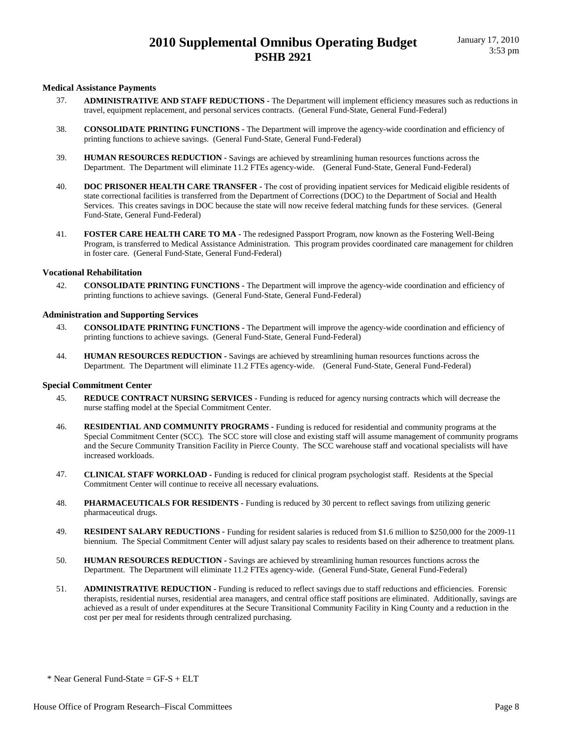### Medical Assistance Payments

37. **ADMINISTRATIVE AND STAFF REDUCTIONS -** The Department will implement efficiency measures such as reductions in travel, equipment replacement, and personal services contracts. (General Fund-State, General Fund-Federal)

38. **CONSOLIDATE PRINTING FUNCTIONS -** The Department will improve the agency-wide coordination and efficiency of printing functions to achieve savings. (General Fund-State, General Fund-Federal)

39. **HUMAN RESOURCES REDUCTION -** Savings are achieved by streamlining human resources functions across the Department. The Department will eliminate 11.2 FTEs agency-wide. (General Fund-State, General Fund-Federal)

40. **DOC PRISONER HEALTH CARE TRANSFER -** The cost of providing inpatient services for Medicaid eligible residents of state correctional facilities is transferred from the Department of Corrections (DOC) to the Department of Social and Health Services. This creates savings in DOC because the state will now receive federal matching funds for these services. (General Fund-State, General Fund-Federal)

41. **FOSTER CARE HEALTH CARE TO MA -** The redesigned Passport Program, now known as the Fostering Well-Being Program, is transferred to Medical Assistance Administration. This program provides coordinated care management for children in foster care. (General Fund-State, General Fund-Federal)

### Vocational Rehabilitation

42. **CONSOLIDATE PRINTING FUNCTIONS -** The Department will improve the agency-wide coordination and efficiency of printing functions to achieve savings. (General Fund-State, General Fund-Federal)

### Administration and Supporting Services

43. **CONSOLIDATE PRINTING FUNCTIONS -** The Department will improve the agency-wide coordination and efficiency of printing functions to achieve savings. (General Fund-State, General Fund-Federal)

44. **HUMAN RESOURCES REDUCTION -** Savings are achieved by streamlining human resources functions across the Department. The Department will eliminate 11.2 FTEs agency-wide. (General Fund-State, General Fund-Federal)

### Special Commitment Center

45. **REDUCE CONTRACT NURSING SERVICES -** Funding is reduced for agency nursing contracts which will decrease the nurse staffing model at the Special Commitment Center.

46. **RESIDENTIAL AND COMMUNITY PROGRAMS -** Funding is reduced for residential and community programs at the Special Commitment Center (SCC). The SCC store will close and existing staff will assume management of community programs and the Secure Community Transition Facility in Pierce County. The SCC warehouse staff and vocational specialists will have increased workloads.

47. **CLINICAL STAFF WORKLOAD -** Funding is reduced for clinical program psychologist staff. Residents at the Special Commitment Center will continue to receive all necessary evaluations.

48. **PHARMACEUTICALS FOR RESIDENTS -** Funding is reduced by 30 percent to reflect savings from utilizing generic pharmaceutical drugs.

49. **RESIDENT SALARY REDUCTIONS -** Funding for resident salaries is reduced from $1.6 million to $250,000 for the 2009-11 biennium. The Special Commitment Center will adjust salary pay scales to residents based on their adherence to treatment plans.

50. **HUMAN RESOURCES REDUCTION -** Savings are achieved by streamlining human resources functions across the Department. The Department will eliminate 11.2 FTEs agency-wide. (General Fund-State, General Fund-Federal)

51. **ADMINISTRATIVE REDUCTION -** Funding is reduced to reflect savings due to staff reductions and efficiencies. Forensic therapists, residential nurses, residential area managers, and central office staff positions are eliminated. Additionally, savings are achieved as a result of under expenditures at the Secure Transitional Community Facility in King County and a reduction in the cost per per meal for residents through centralized purchasing.

\* Near General Fund-State = GF-S + ELT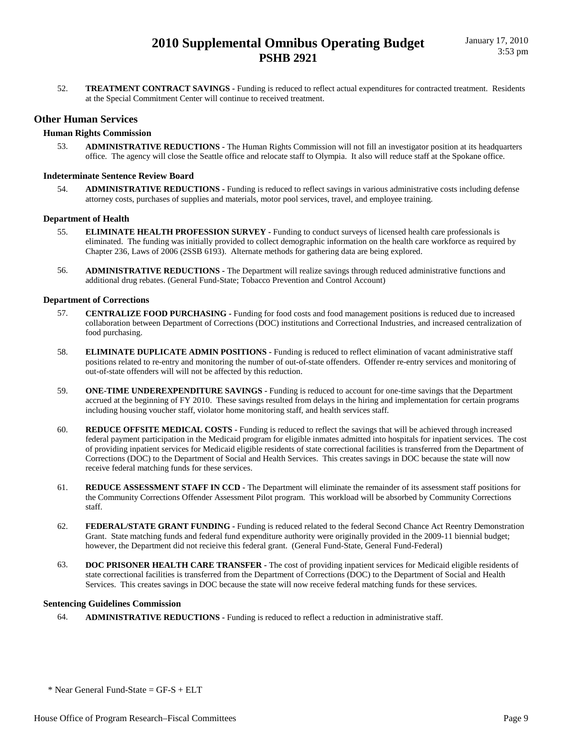52. **TREATMENT CONTRACT SAVINGS -** Funding is reduced to reflect actual expenditures for contracted treatment. Residents at the Special Commitment Center will continue to received treatment.

## Other Human Services

### Human Rights Commission

53. **ADMINISTRATIVE REDUCTIONS -** The Human Rights Commission will not fill an investigator position at its headquarters office. The agency will close the Seattle office and relocate staff to Olympia. It also will reduce staff at the Spokane office.

### Indeterminate Sentence Review Board

54. **ADMINISTRATIVE REDUCTIONS -** Funding is reduced to reflect savings in various administrative costs including defense attorney costs, purchases of supplies and materials, motor pool services, travel, and employee training.

### Department of Health

55. **ELIMINATE HEALTH PROFESSION SURVEY -** Funding to conduct surveys of licensed health care professionals is eliminated. The funding was initially provided to collect demographic information on the health care workforce as required by Chapter 236, Laws of 2006 (2SSB 6193). Alternate methods for gathering data are being explored.

56. **ADMINISTRATIVE REDUCTIONS -** The Department will realize savings through reduced administrative functions and additional drug rebates. (General Fund-State; Tobacco Prevention and Control Account)

### Department of Corrections

57. **CENTRALIZE FOOD PURCHASING -** Funding for food costs and food management positions is reduced due to increased collaboration between Department of Corrections (DOC) institutions and Correctional Industries, and increased centralization of food purchasing.

58. **ELIMINATE DUPLICATE ADMIN POSITIONS -** Funding is reduced to reflect elimination of vacant administrative staff positions related to re-entry and monitoring the number of out-of-state offenders. Offender re-entry services and monitoring of out-of-state offenders will will not be affected by this reduction.

59. **ONE-TIME UNDEREXPENDITURE SAVINGS -** Funding is reduced to account for one-time savings that the Department accrued at the beginning of FY 2010. These savings resulted from delays in the hiring and implementation for certain programs including housing voucher staff, violator home monitoring staff, and health services staff.

60. **REDUCE OFFSITE MEDICAL COSTS -** Funding is reduced to reflect the savings that will be achieved through increased federal payment participation in the Medicaid program for eligible inmates admitted into hospitals for inpatient services. The cost of providing inpatient services for Medicaid eligible residents of state correctional facilities is transferred from the Department of Corrections (DOC) to the Department of Social and Health Services. This creates savings in DOC because the state will now receive federal matching funds for these services.

61. **REDUCE ASSESSMENT STAFF IN CCD -** The Department will eliminate the remainder of its assessment staff positions for the Community Corrections Offender Assessment Pilot program. This workload will be absorbed by Community Corrections staff.

62. **FEDERAL/STATE GRANT FUNDING -** Funding is reduced related to the federal Second Chance Act Reentry Demonstration Grant. State matching funds and federal fund expenditure authority were originally provided in the 2009-11 biennial budget; however, the Department did not recieive this federal grant. (General Fund-State, General Fund-Federal)

63. **DOC PRISONER HEALTH CARE TRANSFER -** The cost of providing inpatient services for Medicaid eligible residents of state correctional facilities is transferred from the Department of Corrections (DOC) to the Department of Social and Health Services. This creates savings in DOC because the state will now receive federal matching funds for these services.

### Sentencing Guidelines Commission

64. **ADMINISTRATIVE REDUCTIONS -** Funding is reduced to reflect a reduction in administrative staff.

\* Near General Fund-State = GF-S + ELT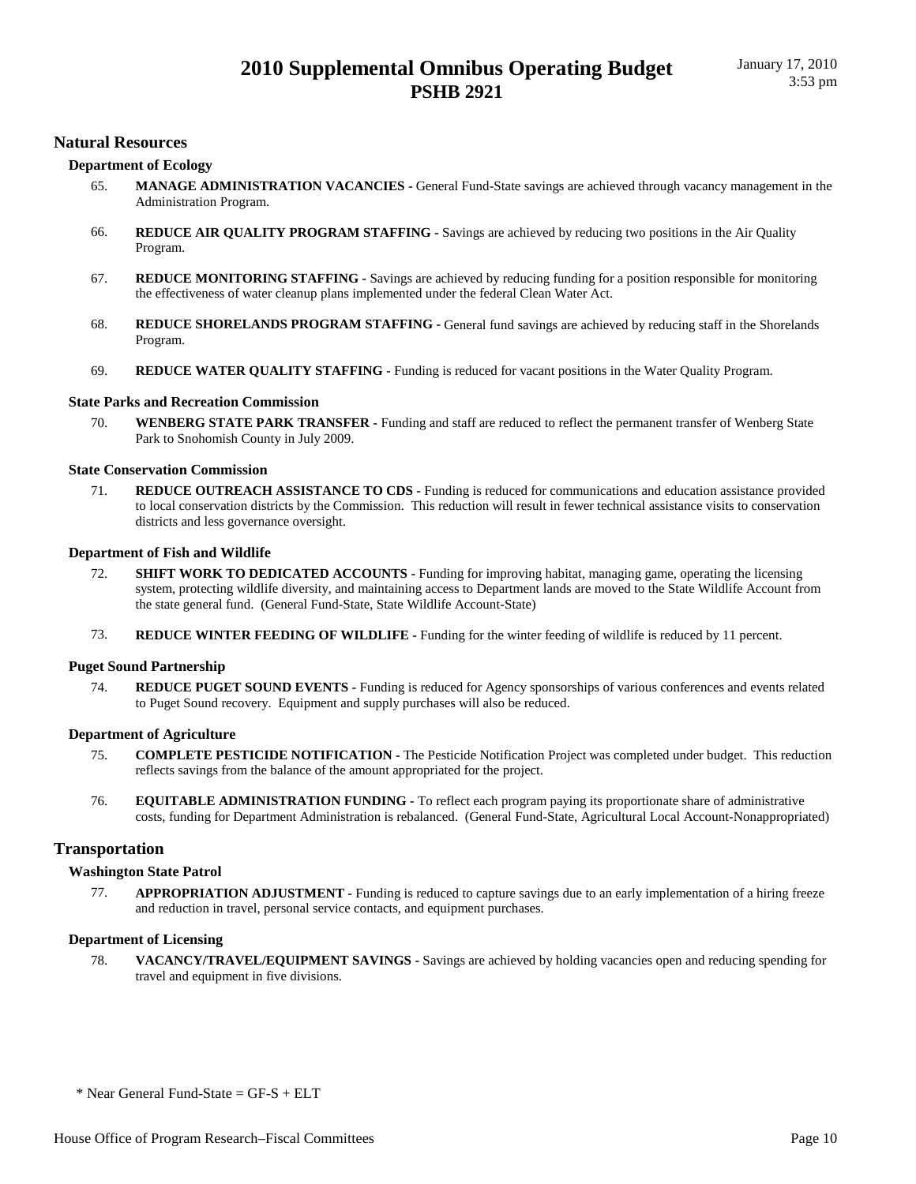## Natural Resources

### Department of Ecology

65. **MANAGE ADMINISTRATION VACANCIES -** General Fund-State savings are achieved through vacancy management in the Administration Program.

66. **REDUCE AIR QUALITY PROGRAM STAFFING -** Savings are achieved by reducing two positions in the Air Quality Program.

67. **REDUCE MONITORING STAFFING -** Savings are achieved by reducing funding for a position responsible for monitoring the effectiveness of water cleanup plans implemented under the federal Clean Water Act.

68. **REDUCE SHORELANDS PROGRAM STAFFING -** General fund savings are achieved by reducing staff in the Shorelands Program.

69. **REDUCE WATER QUALITY STAFFING -** Funding is reduced for vacant positions in the Water Quality Program.

### State Parks and Recreation Commission

70. **WENBERG STATE PARK TRANSFER -** Funding and staff are reduced to reflect the permanent transfer of Wenberg State Park to Snohomish County in July 2009.

### State Conservation Commission

71. **REDUCE OUTREACH ASSISTANCE TO CDS -** Funding is reduced for communications and education assistance provided to local conservation districts by the Commission. This reduction will result in fewer technical assistance visits to conservation districts and less governance oversight.

### Department of Fish and Wildlife

72. **SHIFT WORK TO DEDICATED ACCOUNTS -** Funding for improving habitat, managing game, operating the licensing system, protecting wildlife diversity, and maintaining access to Department lands are moved to the State Wildlife Account from the state general fund. (General Fund-State, State Wildlife Account-State)

73. **REDUCE WINTER FEEDING OF WILDLIFE -** Funding for the winter feeding of wildlife is reduced by 11 percent.

### Puget Sound Partnership

74. **REDUCE PUGET SOUND EVENTS -** Funding is reduced for Agency sponsorships of various conferences and events related to Puget Sound recovery. Equipment and supply purchases will also be reduced.

### Department of Agriculture

75. **COMPLETE PESTICIDE NOTIFICATION -** The Pesticide Notification Project was completed under budget. This reduction reflects savings from the balance of the amount appropriated for the project.

76. **EQUITABLE ADMINISTRATION FUNDING -** To reflect each program paying its proportionate share of administrative costs, funding for Department Administration is rebalanced. (General Fund-State, Agricultural Local Account-Nonappropriated)

## Transportation

### Washington State Patrol

77. **APPROPRIATION ADJUSTMENT -** Funding is reduced to capture savings due to an early implementation of a hiring freeze and reduction in travel, personal service contacts, and equipment purchases.

### Department of Licensing

78. **VACANCY/TRAVEL/EQUIPMENT SAVINGS -** Savings are achieved by holding vacancies open and reducing spending for travel and equipment in five divisions.

\* Near General Fund-State = GF-S + ELT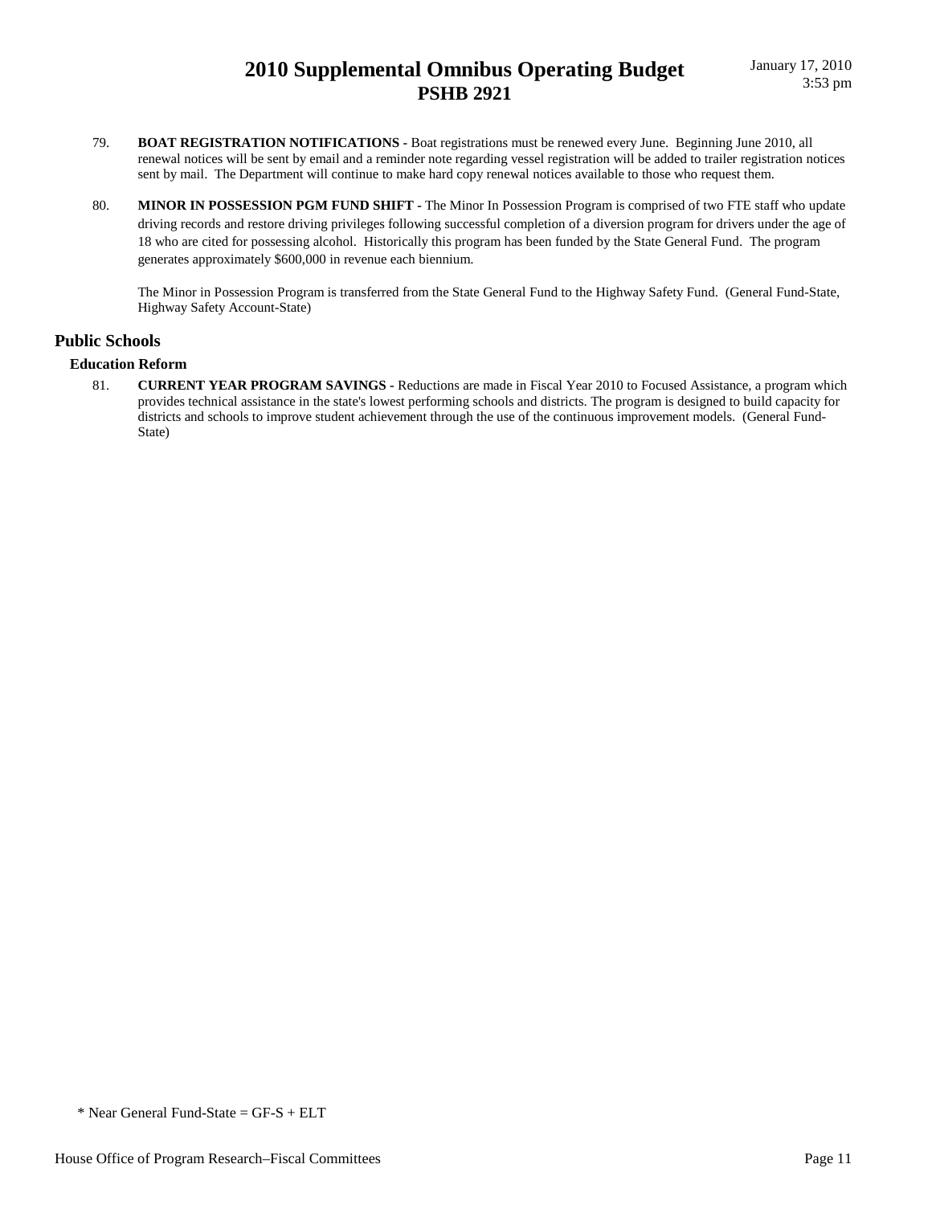79. **BOAT REGISTRATION NOTIFICATIONS -** Boat registrations must be renewed every June. Beginning June 2010, all renewal notices will be sent by email and a reminder note regarding vessel registration will be added to trailer registration notices sent by mail. The Department will continue to make hard copy renewal notices available to those who request them.

80. **MINOR IN POSSESSION PGM FUND SHIFT -** The Minor In Possession Program is comprised of two FTE staff who update driving records and restore driving privileges following successful completion of a diversion program for drivers under the age of 18 who are cited for possessing alcohol. Historically this program has been funded by the State General Fund. The program generates approximately $600,000 in revenue each biennium.

    The Minor in Possession Program is transferred from the State General Fund to the Highway Safety Fund. (General Fund-State, Highway Safety Account-State)

## Public Schools

### Education Reform

81. **CURRENT YEAR PROGRAM SAVINGS -** Reductions are made in Fiscal Year 2010 to Focused Assistance, a program which provides technical assistance in the state's lowest performing schools and districts. The program is designed to build capacity for districts and schools to improve student achievement through the use of the continuous improvement models. (General Fund-State)

\* Near General Fund-State = GF-S + ELT